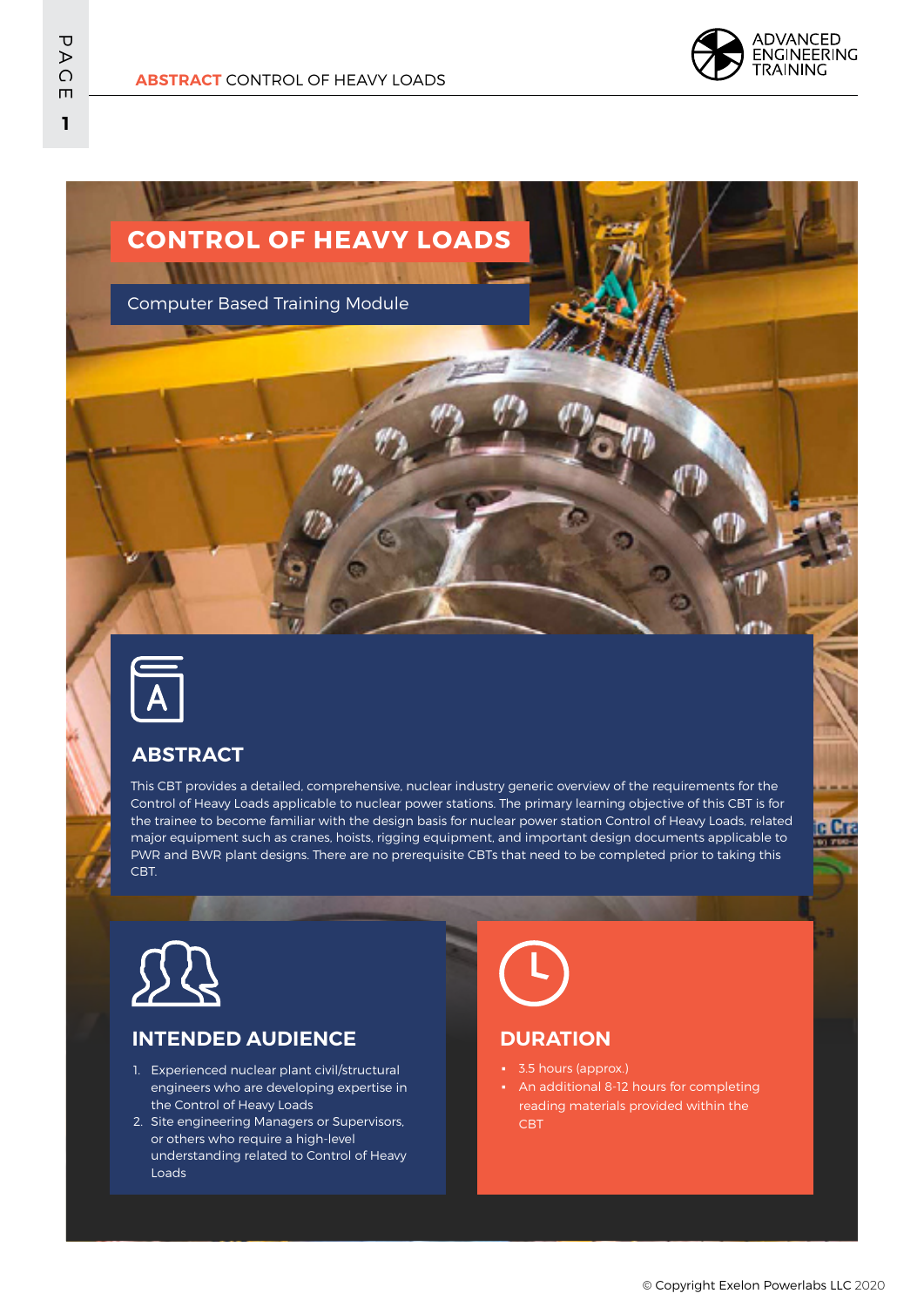# CONTROL OF HEAVY LOADS

Computer Based Training Module

## ABSTRACT

This CBT provides a detailed, comprehensive, nuclear industry generic overview of the requirements for the Control of Heavy Loads applicable to nuclear power stations. The primary learning objective of this CBT is for the trainee to become familiar with the design basis for nuclear power station Control of Heavy Loads, related major equipment such as cranes, hoists, rigging equipment, and important design documents applicable to PWR and BWR plant designs. There are no prerequisite CBTs that need to be completed prior to taking this CBT.

## INTENDED AUDIENCE

1. Experienced nuclear plant civil/structural engineers who are developing expertise in the Control of Heavy Loads
2. Site engineering Managers or Supervisors, or others who require a high-level understanding related to Control of Heavy Loads

## DURATION

- 3.5 hours (approx.)
- An additional 8-12 hours for completing reading materials provided within the CBT

© Copyright Exelon Powerlabs LLC 2020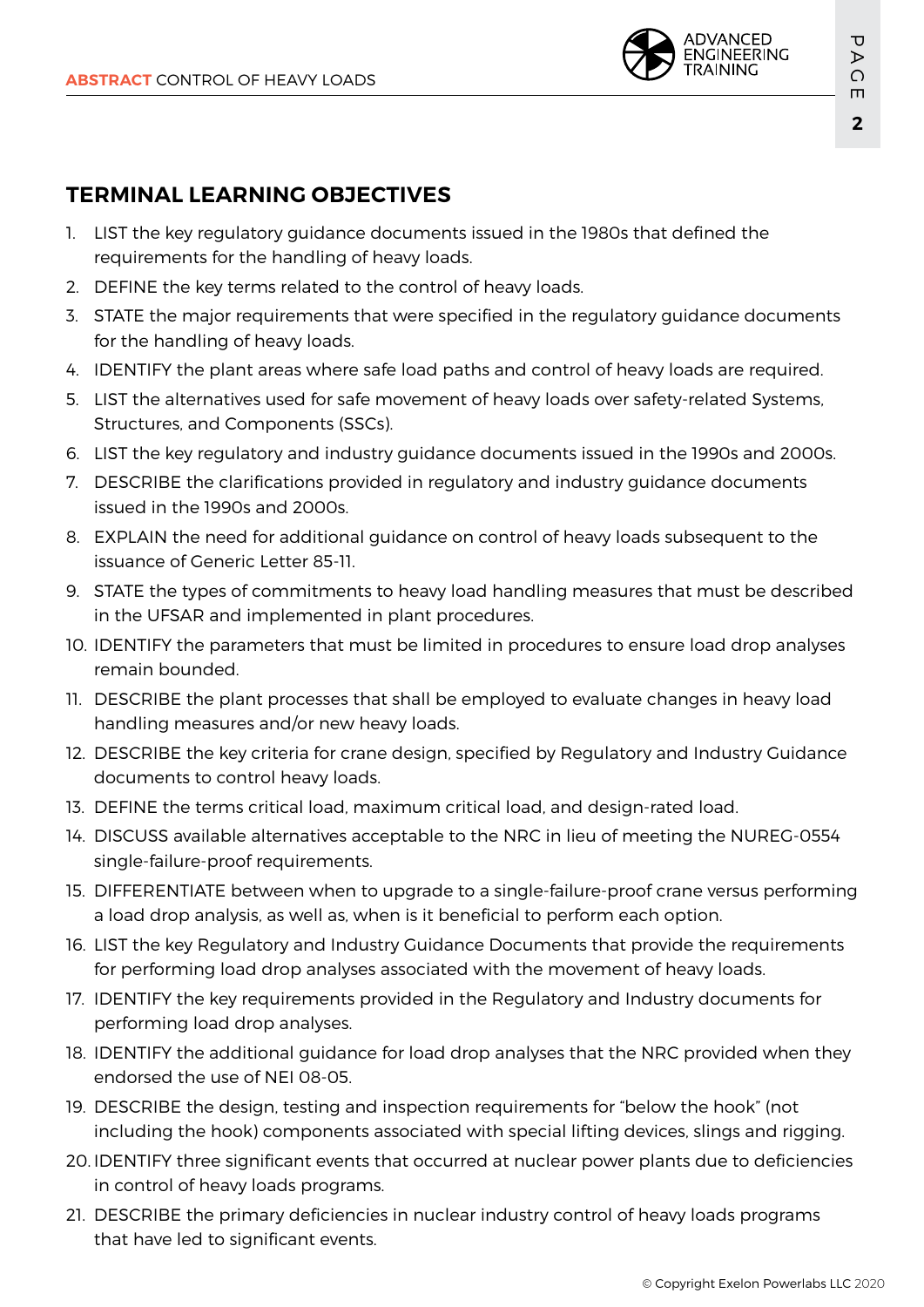## TERMINAL LEARNING OBJECTIVES

1. LIST the key regulatory guidance documents issued in the 1980s that defined the requirements for the handling of heavy loads.
2. DEFINE the key terms related to the control of heavy loads.
3. STATE the major requirements that were specified in the regulatory guidance documents for the handling of heavy loads.
4. IDENTIFY the plant areas where safe load paths and control of heavy loads are required.
5. LIST the alternatives used for safe movement of heavy loads over safety-related Systems, Structures, and Components (SSCs).
6. LIST the key regulatory and industry guidance documents issued in the 1990s and 2000s.
7. DESCRIBE the clarifications provided in regulatory and industry guidance documents issued in the 1990s and 2000s.
8. EXPLAIN the need for additional guidance on control of heavy loads subsequent to the issuance of Generic Letter 85-11.
9. STATE the types of commitments to heavy load handling measures that must be described in the UFSAR and implemented in plant procedures.
10. IDENTIFY the parameters that must be limited in procedures to ensure load drop analyses remain bounded.
11. DESCRIBE the plant processes that shall be employed to evaluate changes in heavy load handling measures and/or new heavy loads.
12. DESCRIBE the key criteria for crane design, specified by Regulatory and Industry Guidance documents to control heavy loads.
13. DEFINE the terms critical load, maximum critical load, and design-rated load.
14. DISCUSS available alternatives acceptable to the NRC in lieu of meeting the NUREG-0554 single-failure-proof requirements.
15. DIFFERENTIATE between when to upgrade to a single-failure-proof crane versus performing a load drop analysis, as well as, when is it beneficial to perform each option.
16. LIST the key Regulatory and Industry Guidance Documents that provide the requirements for performing load drop analyses associated with the movement of heavy loads.
17. IDENTIFY the key requirements provided in the Regulatory and Industry documents for performing load drop analyses.
18. IDENTIFY the additional guidance for load drop analyses that the NRC provided when they endorsed the use of NEI 08-05.
19. DESCRIBE the design, testing and inspection requirements for "below the hook" (not including the hook) components associated with special lifting devices, slings and rigging.
20. IDENTIFY three significant events that occurred at nuclear power plants due to deficiencies in control of heavy loads programs.
21. DESCRIBE the primary deficiencies in nuclear industry control of heavy loads programs that have led to significant events.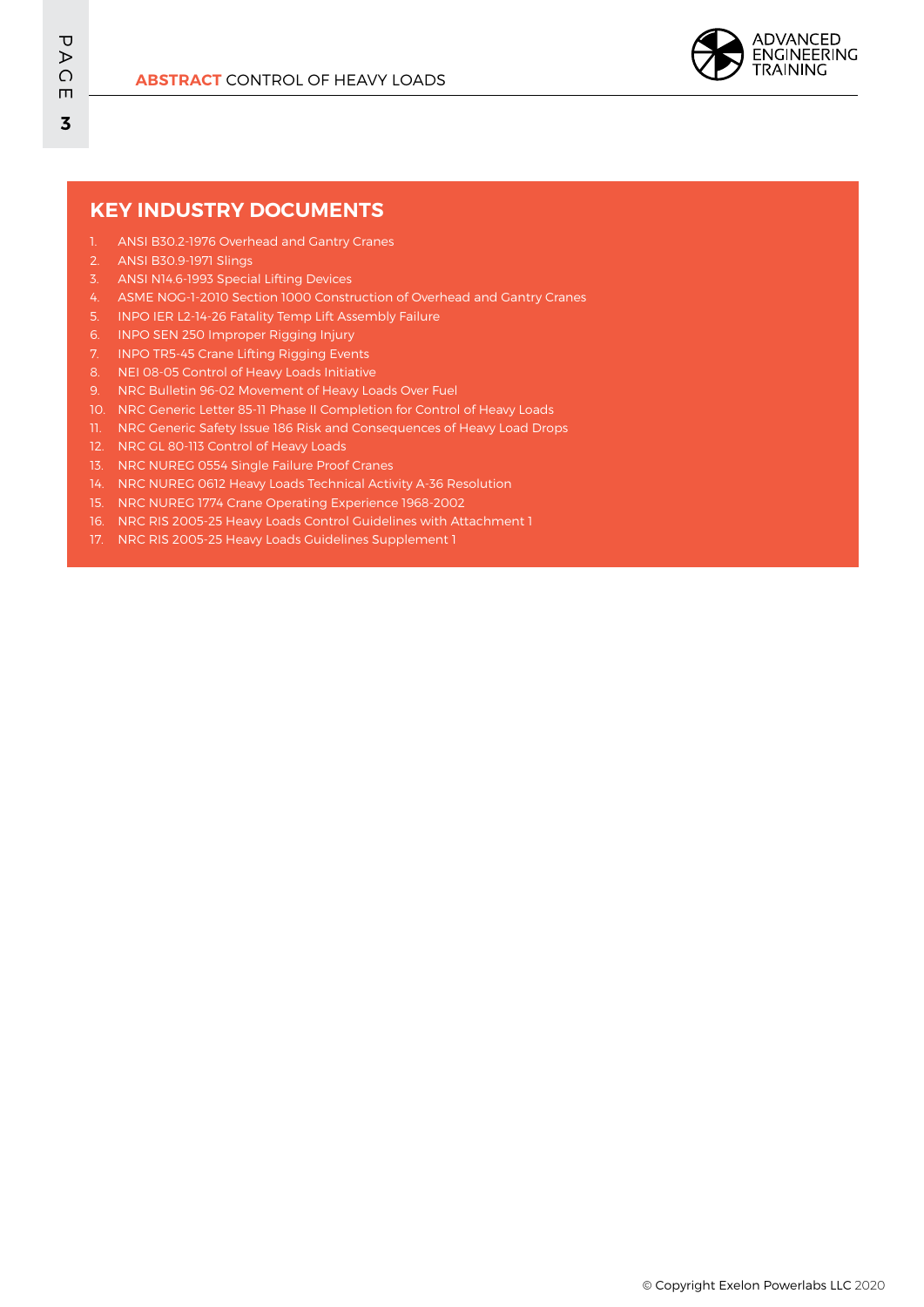## KEY INDUSTRY DOCUMENTS

1. ANSI B30.2-1976 Overhead and Gantry Cranes
2. ANSI B30.9-1971 Slings
3. ANSI N14.6-1993 Special Lifting Devices
4. ASME NOG-1-2010 Section 1000 Construction of Overhead and Gantry Cranes
5. INPO IER L2-14-26 Fatality Temp Lift Assembly Failure
6. INPO SEN 250 Improper Rigging Injury
7. INPO TR5-45 Crane Lifting Rigging Events
8. NEI 08-05 Control of Heavy Loads Initiative
9. NRC Bulletin 96-02 Movement of Heavy Loads Over Fuel
10. NRC Generic Letter 85-11 Phase II Completion for Control of Heavy Loads
11. NRC Generic Safety Issue 186 Risk and Consequences of Heavy Load Drops
12. NRC GL 80-113 Control of Heavy Loads
13. NRC NUREG 0554 Single Failure Proof Cranes
14. NRC NUREG 0612 Heavy Loads Technical Activity A-36 Resolution
15. NRC NUREG 1774 Crane Operating Experience 1968-2002
16. NRC RIS 2005-25 Heavy Loads Control Guidelines with Attachment 1
17. NRC RIS 2005-25 Heavy Loads Guidelines Supplement 1